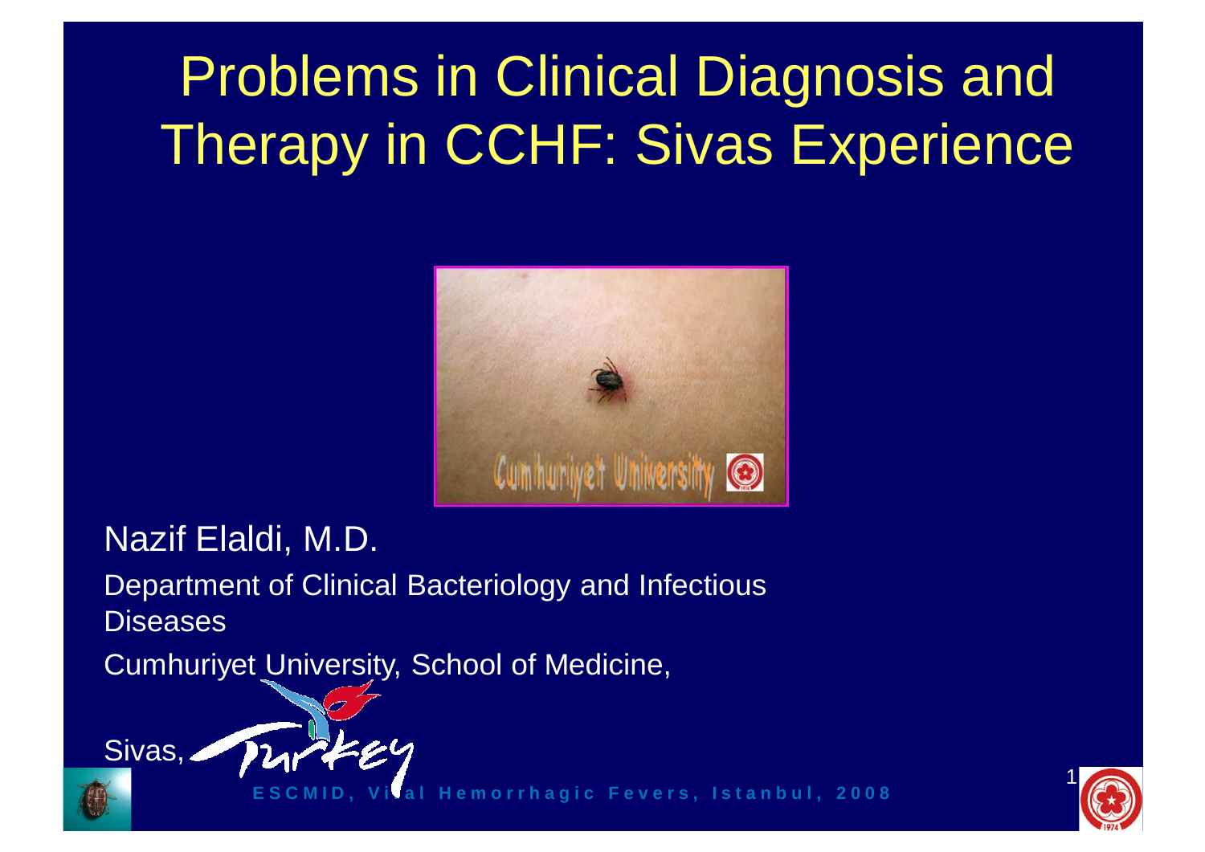# Problems in Clinical Diagnosis and Therapy in CCHF: Sivas Experience

Nazif Elaldi, M.D.

Department of Clinical Bacteriology and Infectious Diseases

Cumhuriyet University, School of Medicine,

Sivas, Turkey

ESCMID, Viral Hemorrhagic Fevers, Istanbul, 2008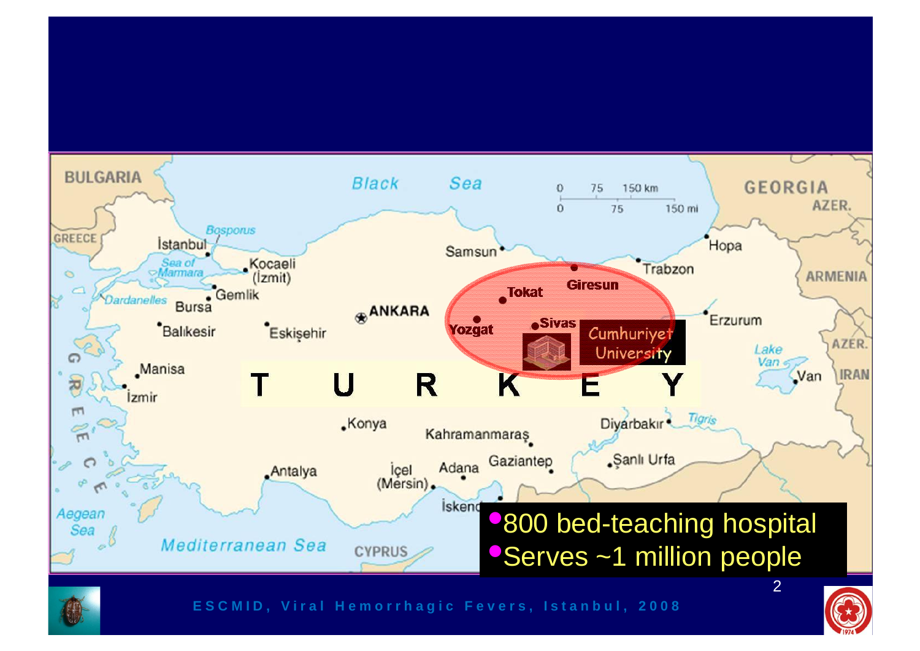- 800 bed-teaching hospital
- Serves ~1 million people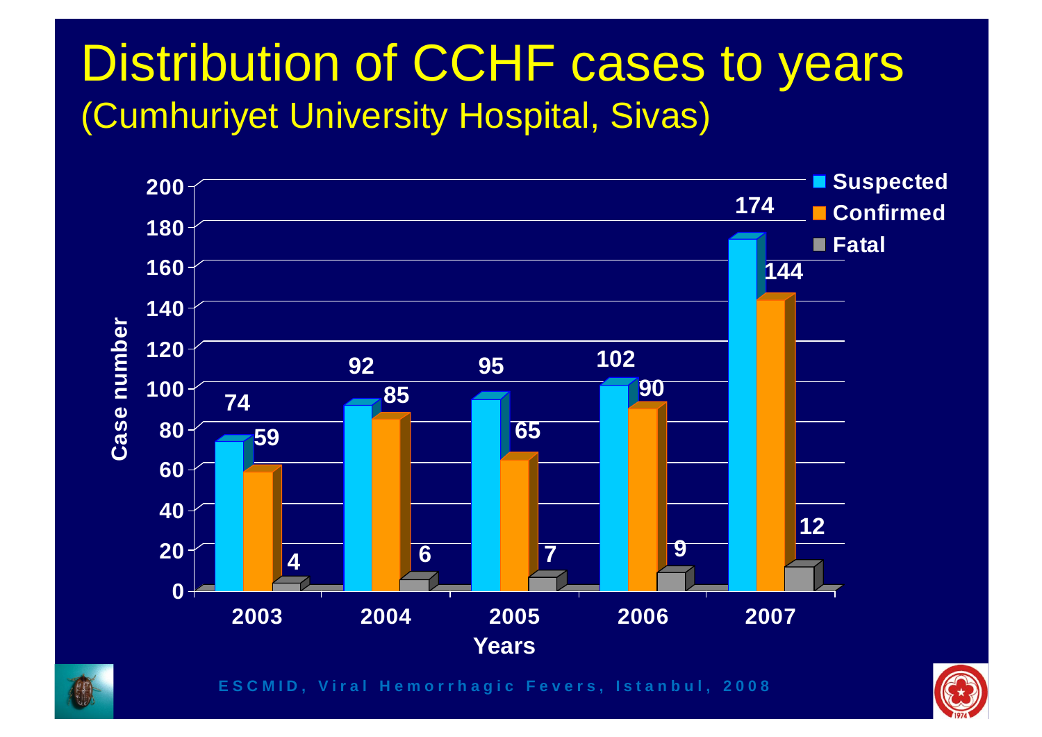# Distribution of CCHF cases to years

## (Cumhuriyet University Hospital, Sivas)

| Years | Suspected | Confirmed | Fatal |
|---|---|---|---|
| 2003 | 74 | 59 | 4 |
| 2004 | 92 | 85 | 6 |
| 2005 | 95 | 65 | 7 |
| 2006 | 102 | 90 | 9 |
| 2007 | 174 | 144 | 12 |

ESCMID, Viral Hemorrhagic Fevers, Istanbul, 2008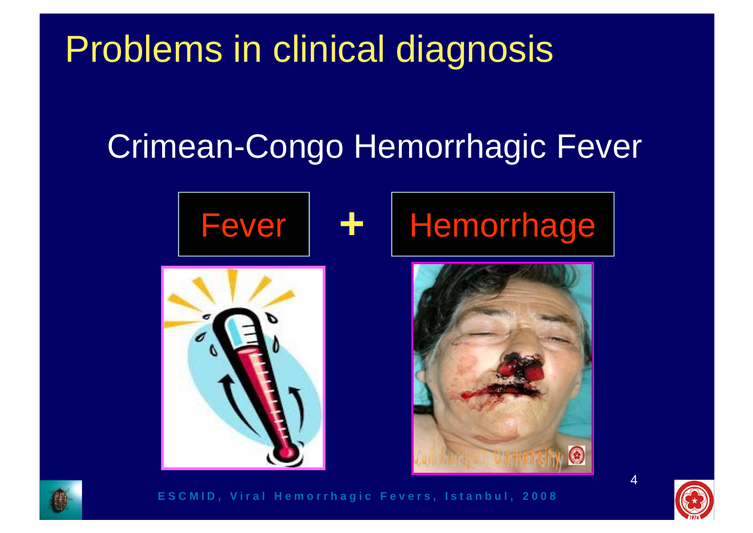# Problems in clinical diagnosis

## Crimean-Congo Hemorrhagic Fever

Fever + Hemorrhage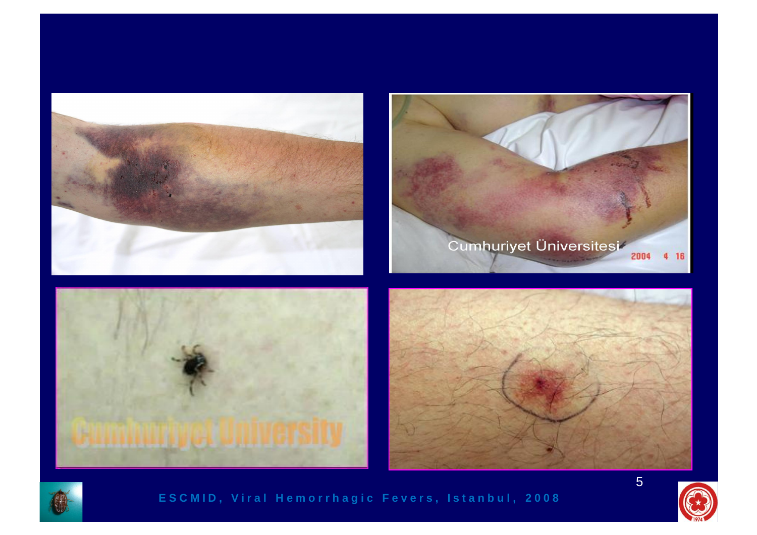Cumhuriyet Üniversitesi 2004 4 16

Cumhuriyet University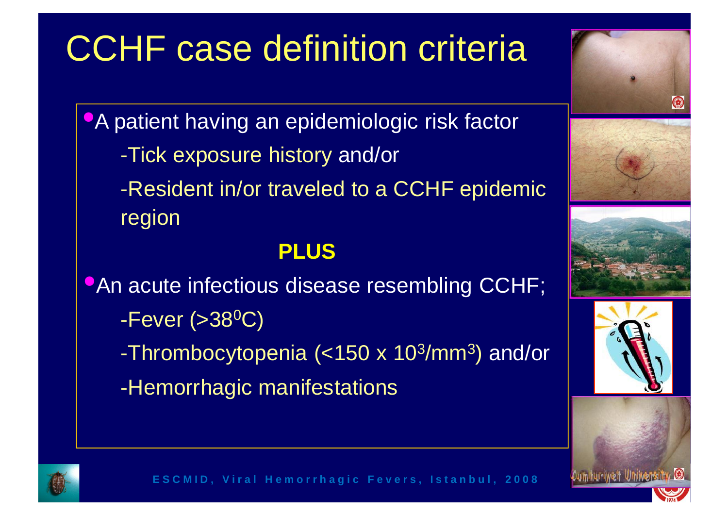# CCHF case definition criteria

- A patient having an epidemiologic risk factor
  - -Tick exposure history and/or
  - -Resident in/or traveled to a CCHF epidemic region

**PLUS**

- An acute infectious disease resembling CCHF;
  - -Fever ($>38^0$C)
  - -Thrombocytopenia ($<150 \times 10^3/mm^3$) and/or
  - -Hemorrhagic manifestations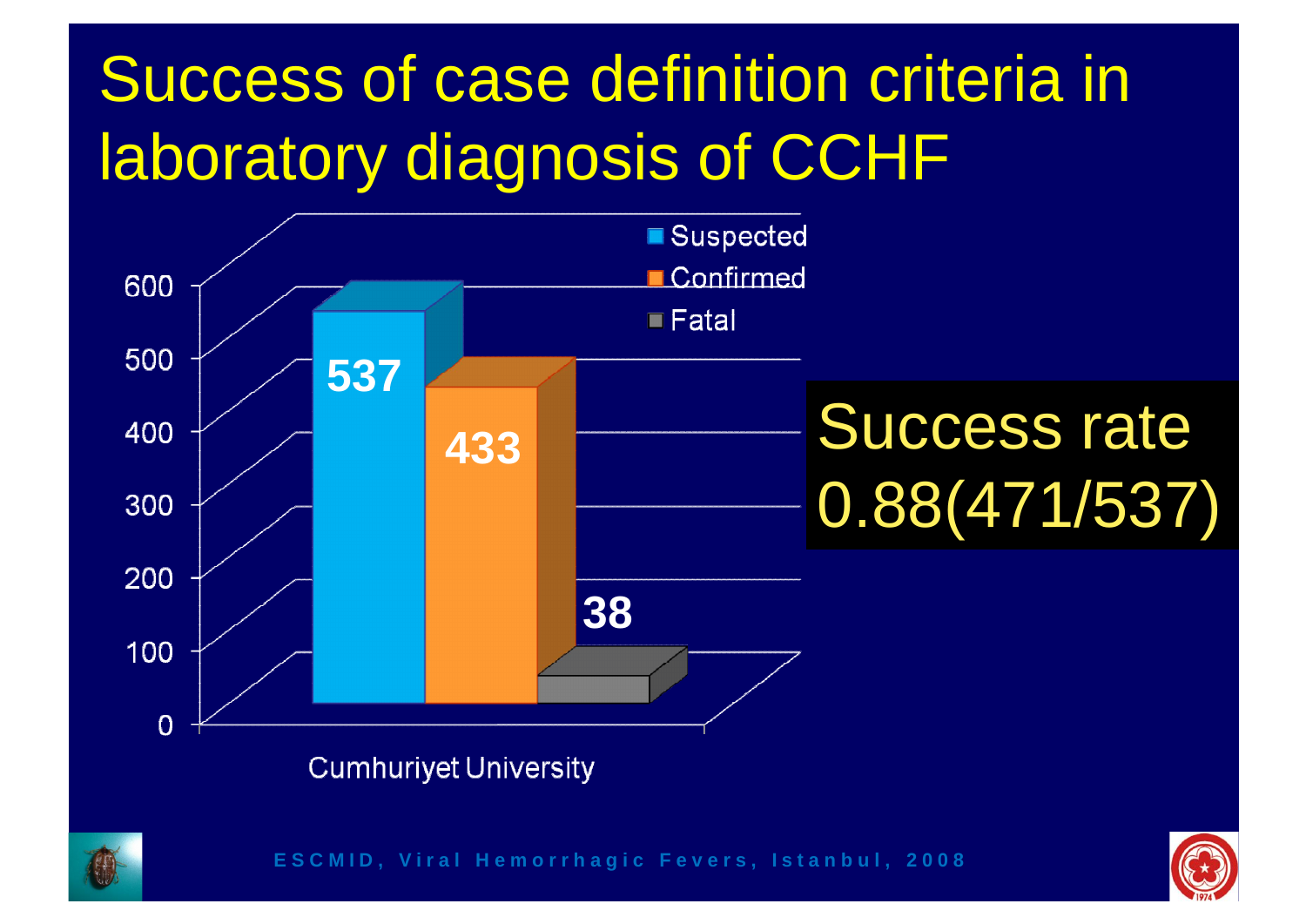# Success of case definition criteria in laboratory diagnosis of CCHF

| | Suspected | Confirmed | Fatal |
|---|---|---|---|
| Cumhuriyet University | 537 | 433 | 38 |

Success rate 0.88(471/537)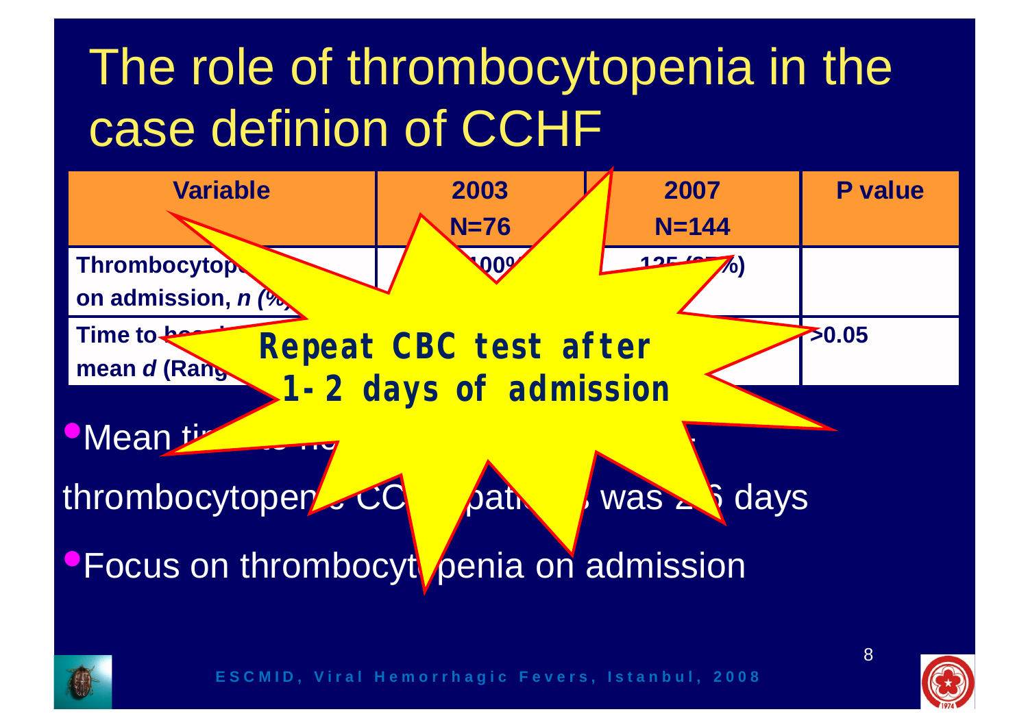# The role of thrombocytopenia in the case definion of CCHF

| Variable | 2003 N=76 | 2007 N=144 | P value |
|---|---|---|---|
| Thrombocytop... on admission, *n (%)* | ...100%... | 125 (8?%) | |
| Time to ho... mean *d* (Rang... | | | >0.05 |

**Repeat CBC test after 1-2 days of admission**

- Mean ti... thrombocytope... CC... pati... was 2.6 days
- Focus on thrombocytopenia on admission

ESCMID, Viral Hemorrhagic Fevers, Istanbul, 2008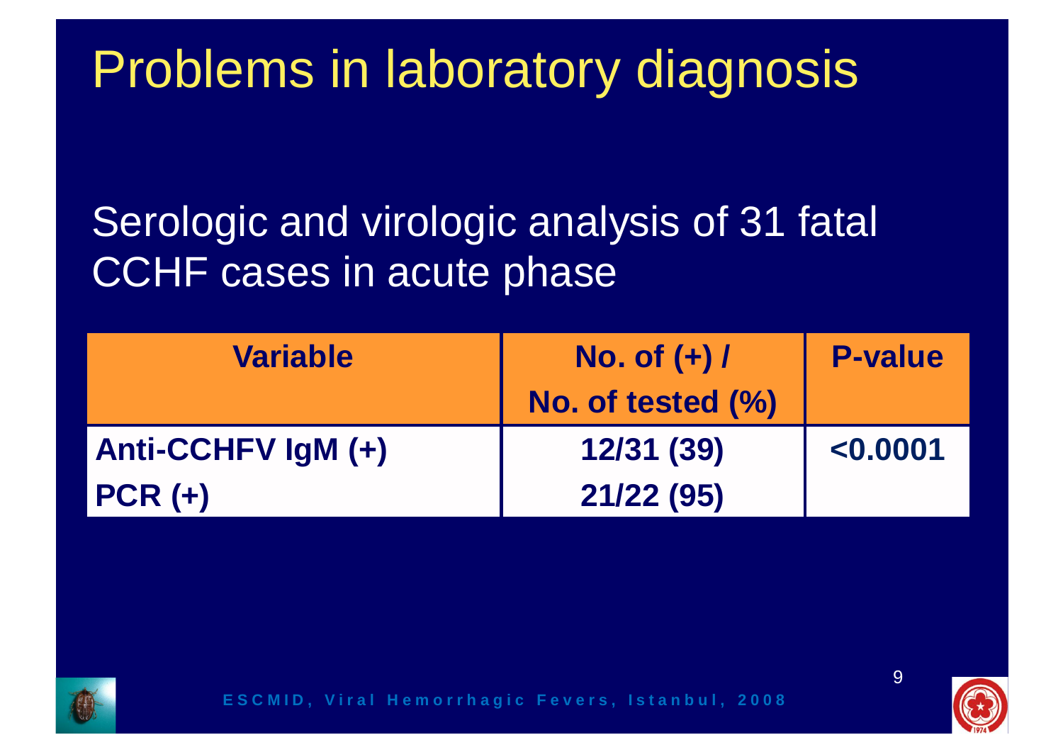# Problems in laboratory diagnosis

Serologic and virologic analysis of 31 fatal CCHF cases in acute phase

| Variable | No. of (+) / No. of tested (%) | P-value |
|---|---|---|
| **Anti-CCHFV IgM (+)** | **12/31 (39)** | **<0.0001** |
| **PCR (+)** | **21/22 (95)** | |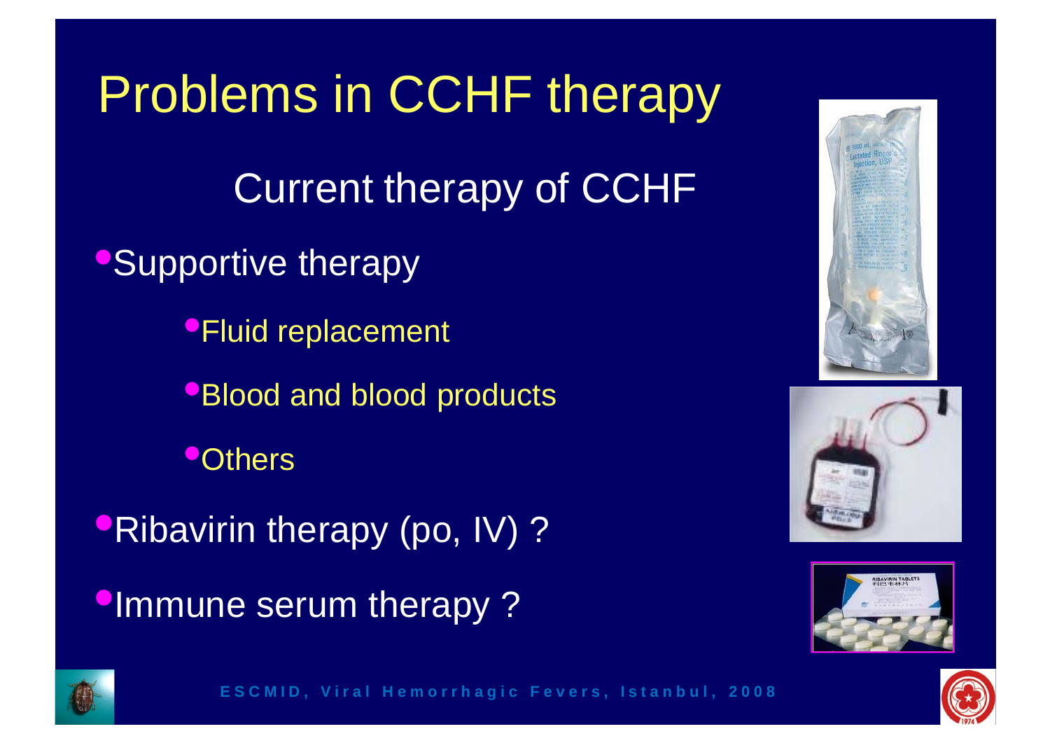# Problems in CCHF therapy

## Current therapy of CCHF

- Supportive therapy
  - Fluid replacement
  - Blood and blood products
  - Others
- Ribavirin therapy (po, IV) ?
- Immune serum therapy ?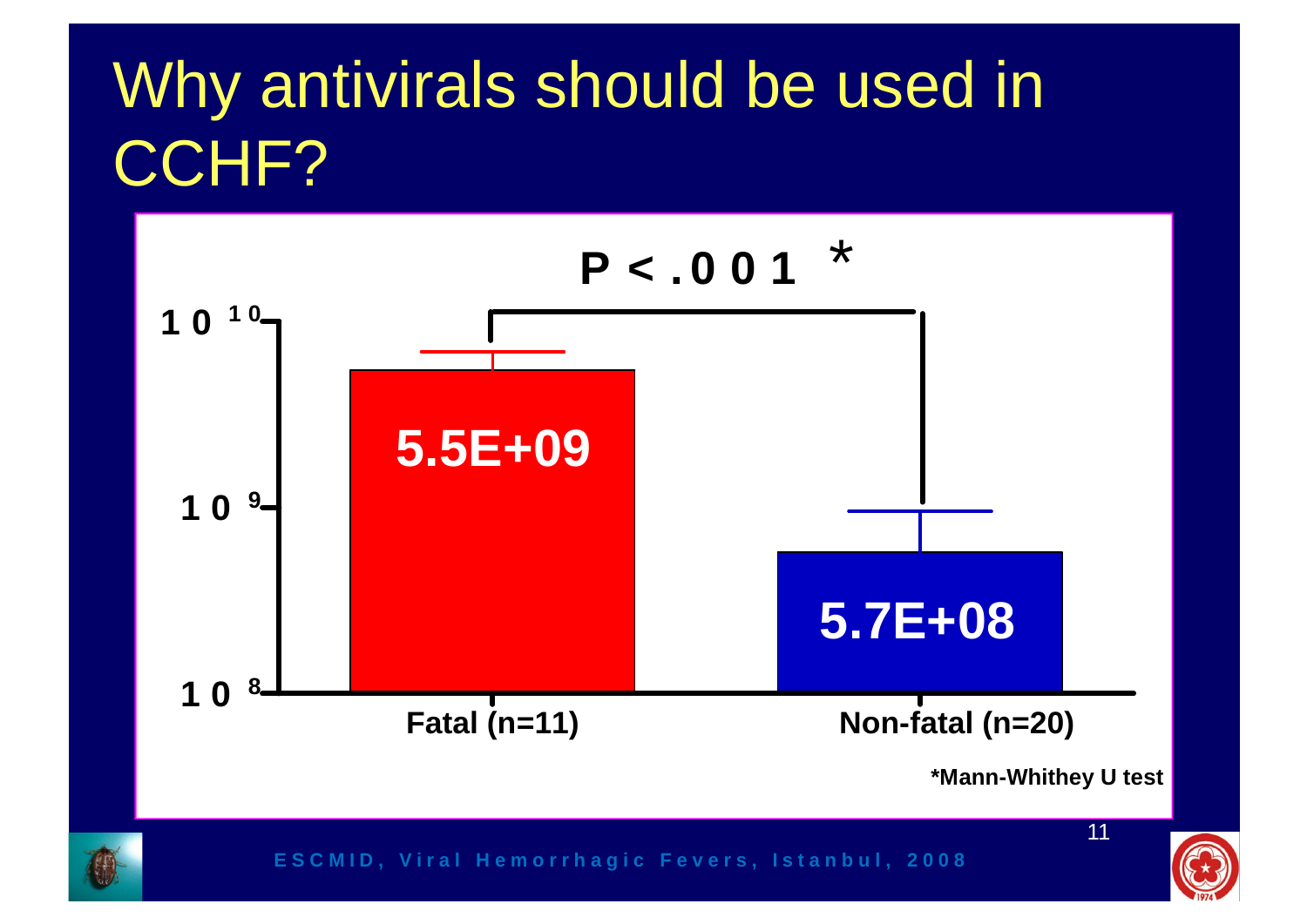# Why antivirals should be used in CCHF?

$P < .001$ *

| | Fatal (n=11) | Non-fatal (n=20) |
|---|---|---|
| Viral load | 5.5E+09 | 5.7E+08 |

Y-axis: $10^{8}$, $10^{9}$, $10^{10}$

*Mann-Whithey U test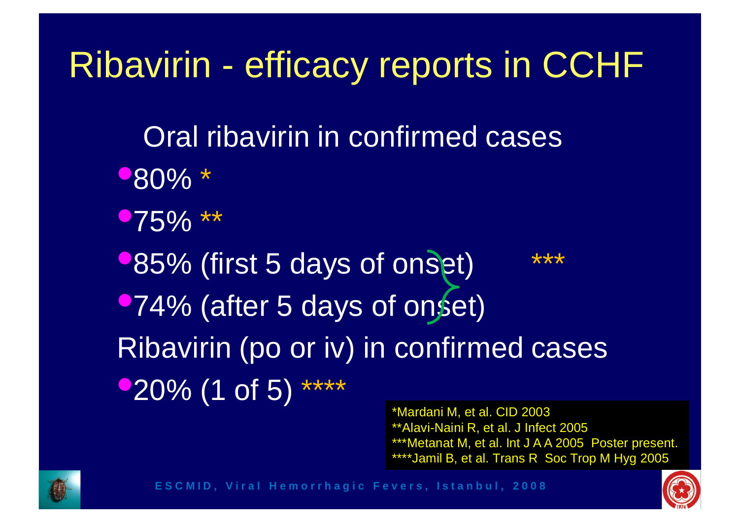# Ribavirin - efficacy reports in CCHF

Oral ribavirin in confirmed cases

- 80% *
- 75% **
- 85% (first 5 days of onset) ***
- 74% (after 5 days of onset)

Ribavirin (po or iv) in confirmed cases

- 20% (1 of 5) ****

*Mardani M, et al. CID 2003
**Alavi-Naini R, et al. J Infect 2005
***Metanat M, et al. Int J A A 2005 Poster present.
****Jamil B, et al. Trans R Soc Trop M Hyg 2005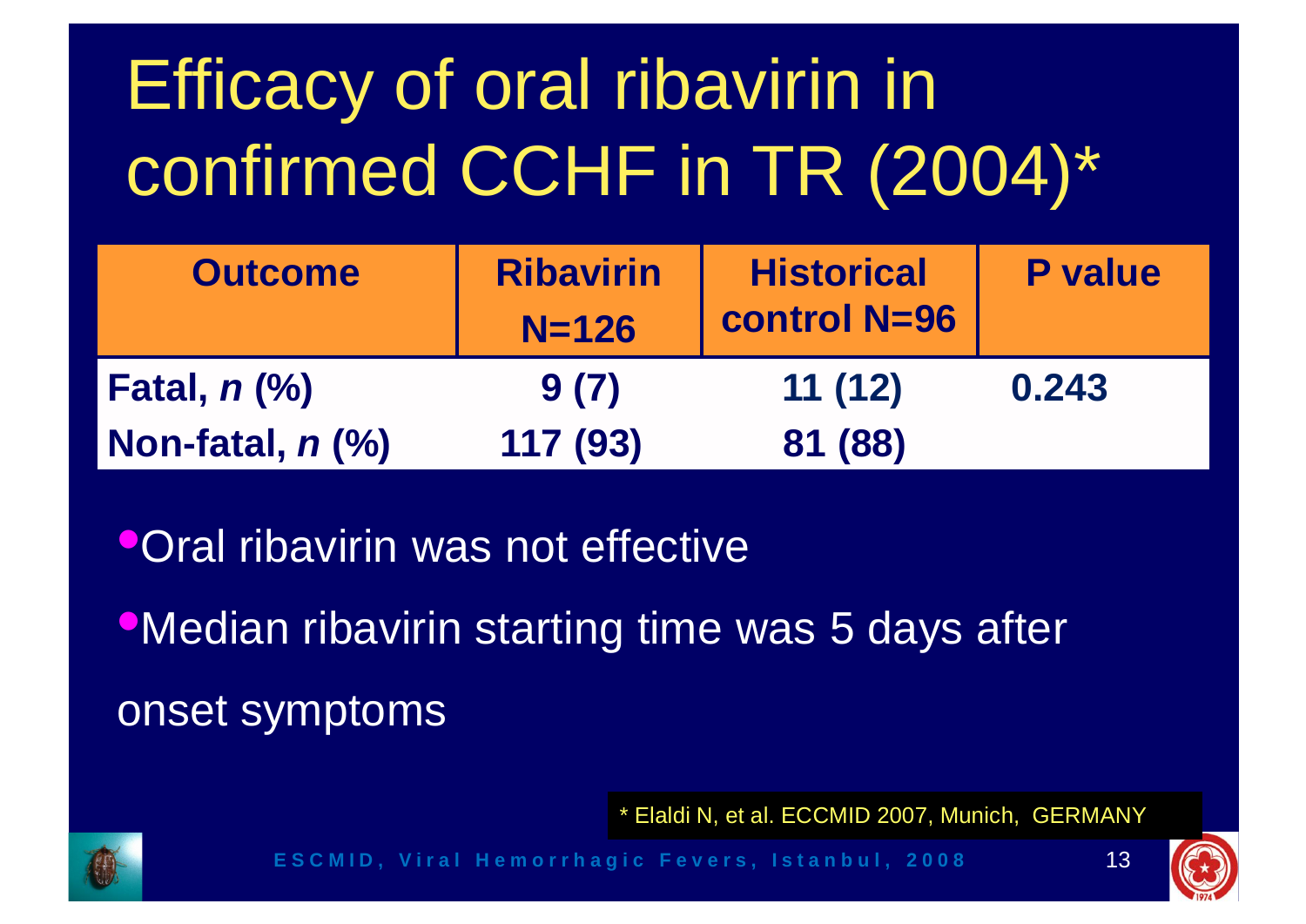# Efficacy of oral ribavirin in confirmed CCHF in TR (2004)*

| Outcome | Ribavirin N=126 | Historical control N=96 | P value |
|---|---|---|---|
| **Fatal, *n* (%)** | **9 (7)** | **11 (12)** | **0.243** |
| **Non-fatal, *n* (%)** | **117 (93)** | **81 (88)** | |

- Oral ribavirin was not effective
- Median ribavirin starting time was 5 days after onset symptoms

* Elaldi N, et al. ECCMID 2007, Munich, GERMANY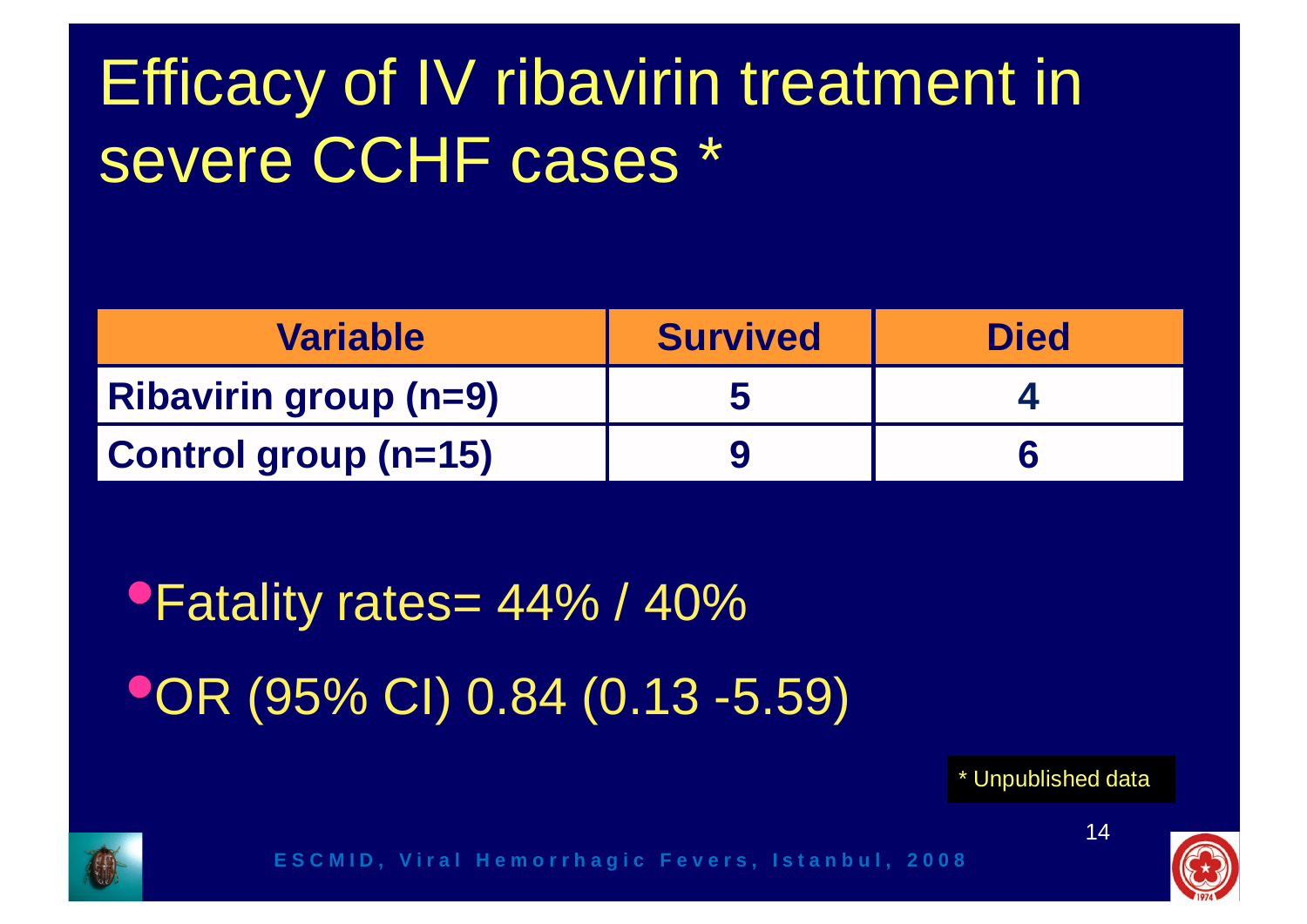# Efficacy of IV ribavirin treatment in severe CCHF cases *

| Variable | Survived | Died |
|---|---|---|
| **Ribavirin group (n=9)** | **5** | **4** |
| **Control group (n=15)** | **9** | **6** |

- Fatality rates= 44% / 40%
- OR (95% CI) 0.84 (0.13 -5.59)

\* Unpublished data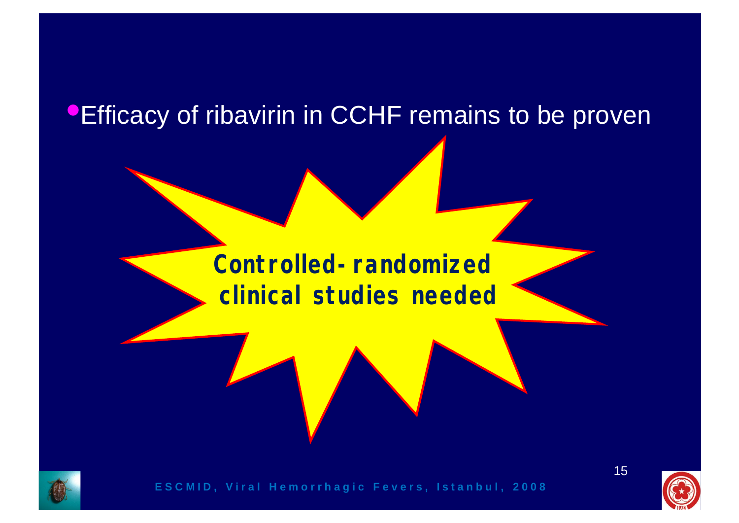- Efficacy of ribavirin in CCHF remains to be proven

**Controlled-randomized clinical studies needed**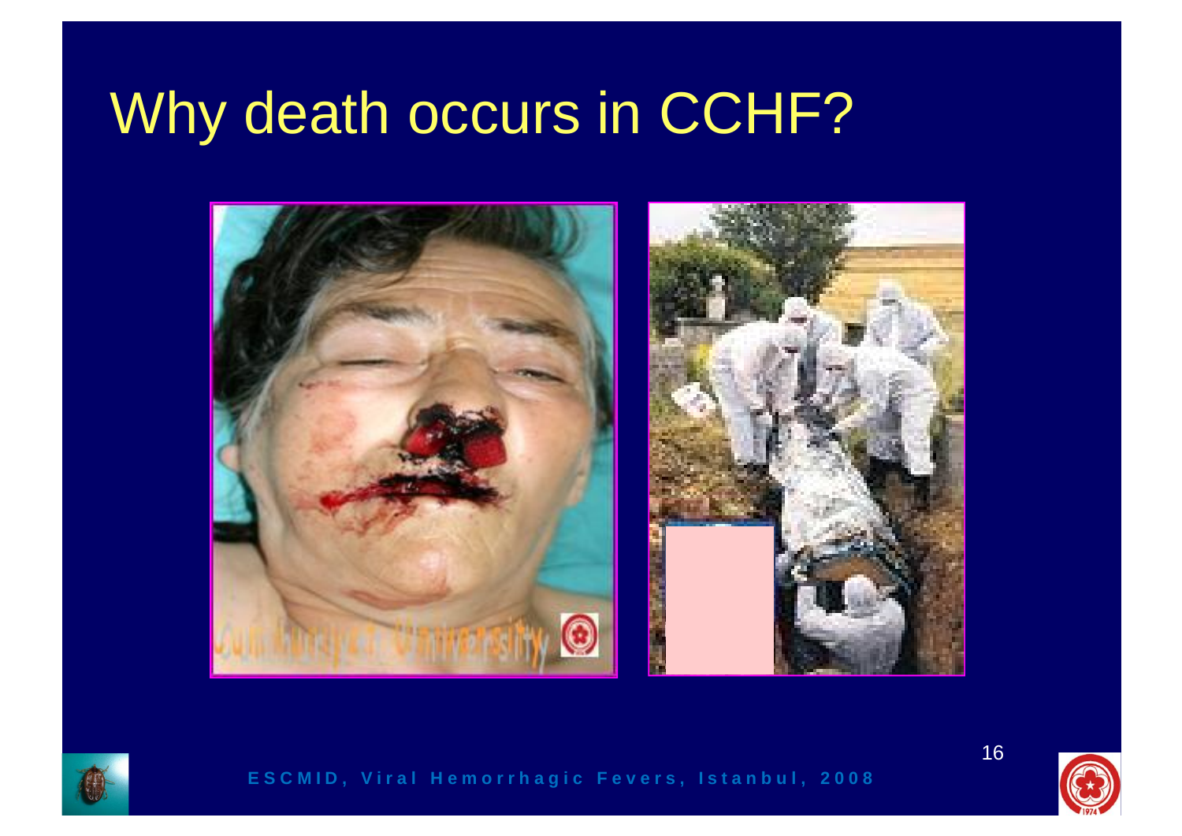# Why death occurs in CCHF?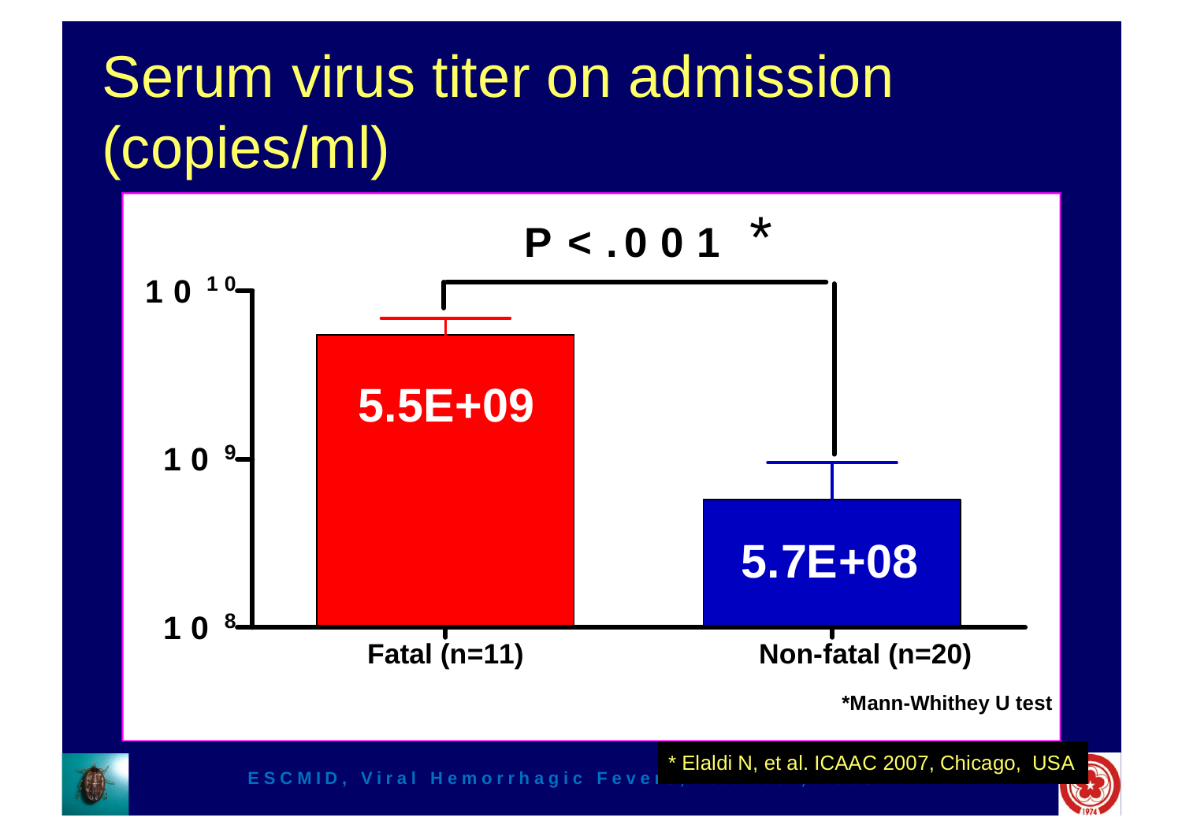# Serum virus titer on admission (copies/ml)

P < .001 *

| Group | Serum virus titer (copies/ml) |
| --- | --- |
| Fatal (n=11) | 5.5E+09 |
| Non-fatal (n=20) | 5.7E+08 |

Y-axis: $10^{8}$, $10^{9}$, $10^{10}$

*Mann-Whithey U test

* Elaldi N, et al. ICAAC 2007, Chicago, USA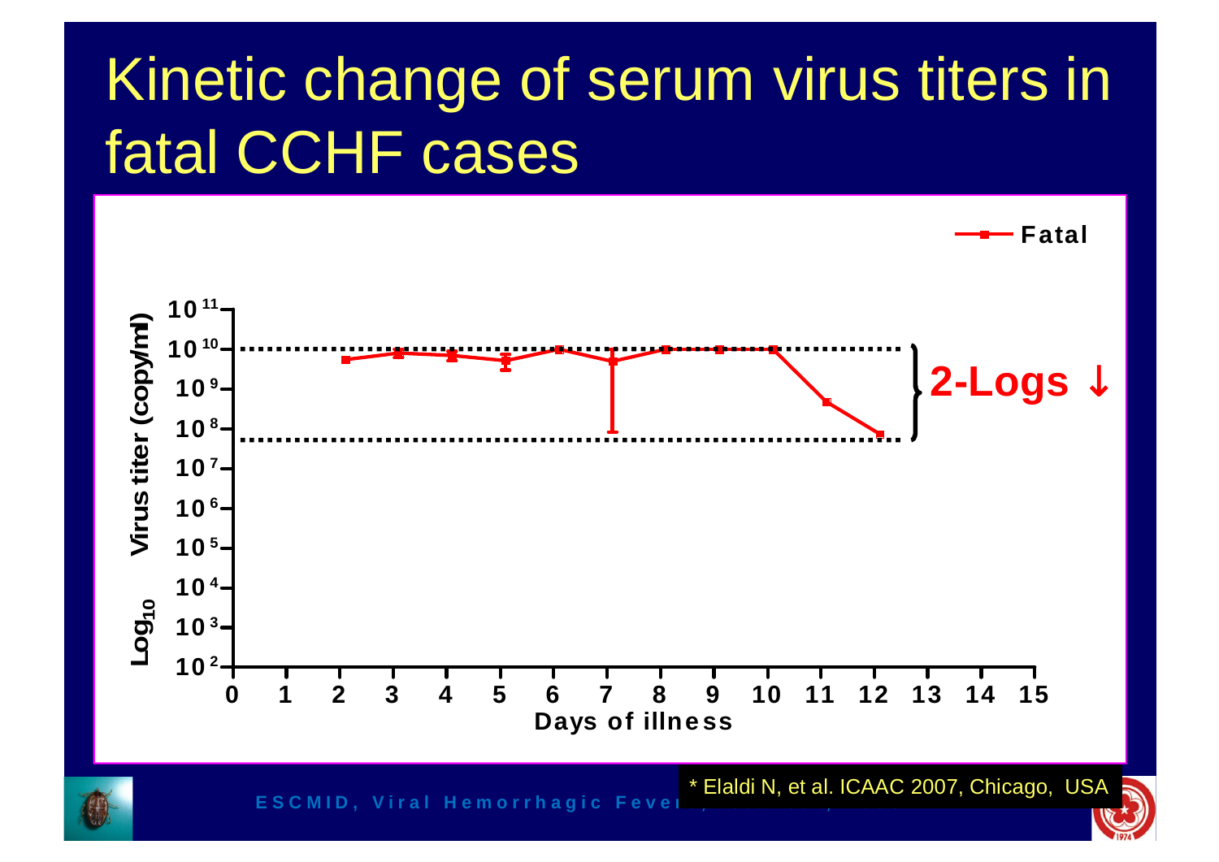# Kinetic change of serum virus titers in fatal CCHF cases

Fatal

$Log_{10}$ Virus titer (copy/ml)

$10^{11}$
$10^{10}$
$10^{9}$
$10^{8}$
$10^{7}$
$10^{6}$
$10^{5}$
$10^{4}$
$10^{3}$
$10^{2}$

0 1 2 3 4 5 6 7 8 9 10 11 12 13 14 15

Days of illness

**2-Logs ↓**

\* Elaldi N, et al. ICAAC 2007, Chicago, USA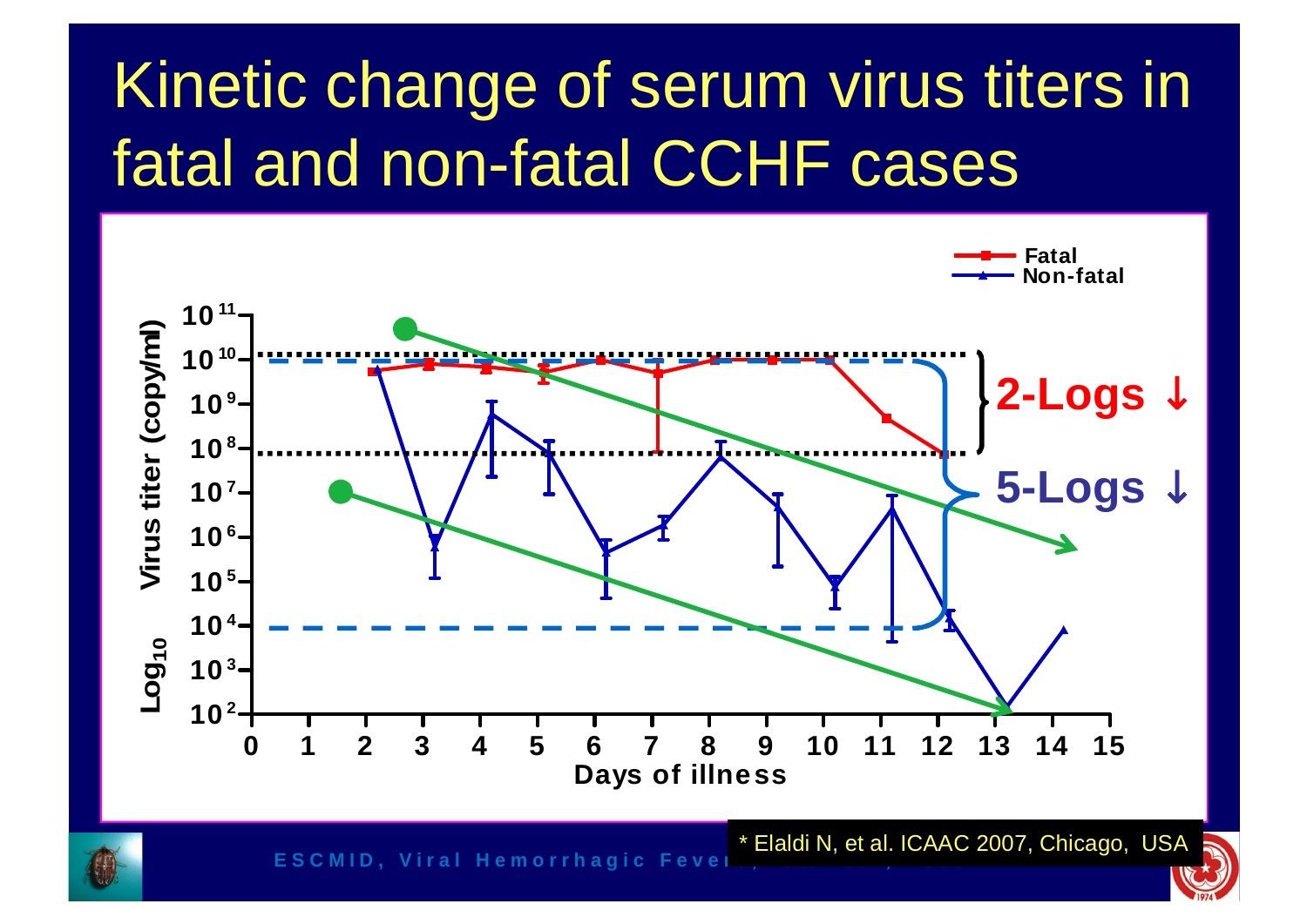# Kinetic change of serum virus titers in fatal and non-fatal CCHF cases

Fatal
Non-fatal

Virus titer (copy/ml) $Log_{10}$

$10^{11}$, $10^{10}$, $10^{9}$, $10^{8}$, $10^{7}$, $10^{6}$, $10^{5}$, $10^{4}$, $10^{3}$, $10^{2}$

0 1 2 3 4 5 6 7 8 9 10 11 12 13 14 15

Days of illness

**2-Logs ↓**

**5-Logs ↓**

\* Elaldi N, et al. ICAAC 2007, Chicago, USA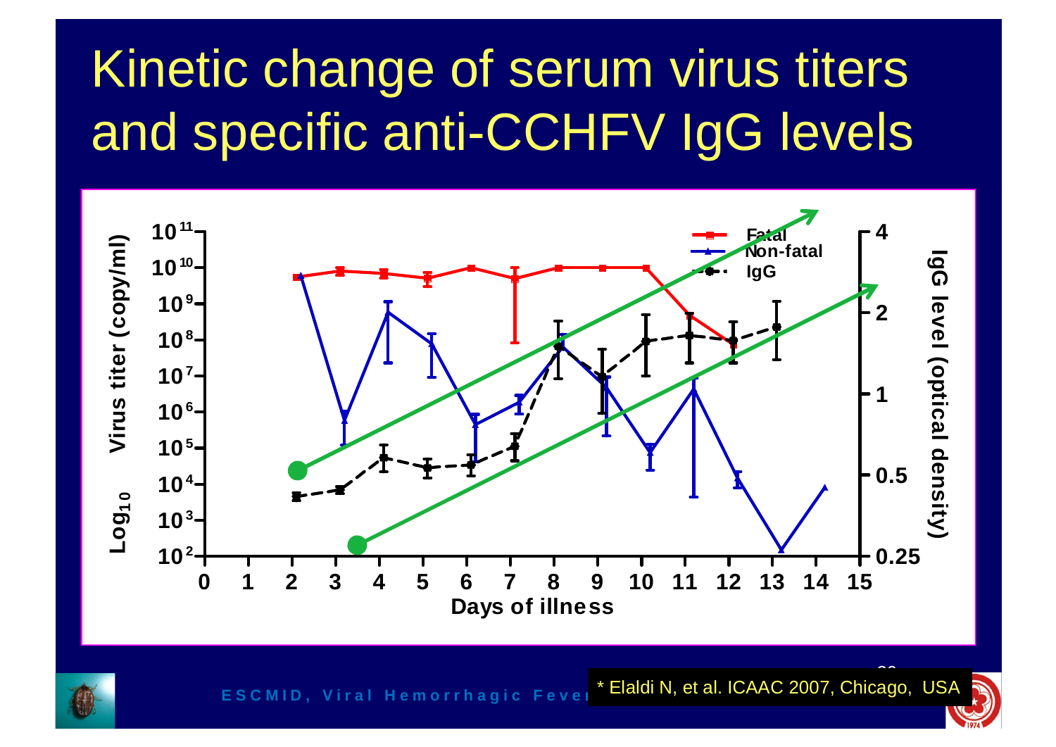# Kinetic change of serum virus titers and specific anti-CCHFV IgG levels

Fatal | Non-fatal | IgG

Virus titer (copy/ml) $Log_{10}$: $10^2$, $10^3$, $10^4$, $10^5$, $10^6$, $10^7$, $10^8$, $10^9$, $10^{10}$, $10^{11}$

IgG level (optical density): 0.25, 0.5, 1, 2, 4

Days of illness: 0, 1, 2, 3, 4, 5, 6, 7, 8, 9, 10, 11, 12, 13, 14, 15

\* Elaldi N, et al. ICAAC 2007, Chicago, USA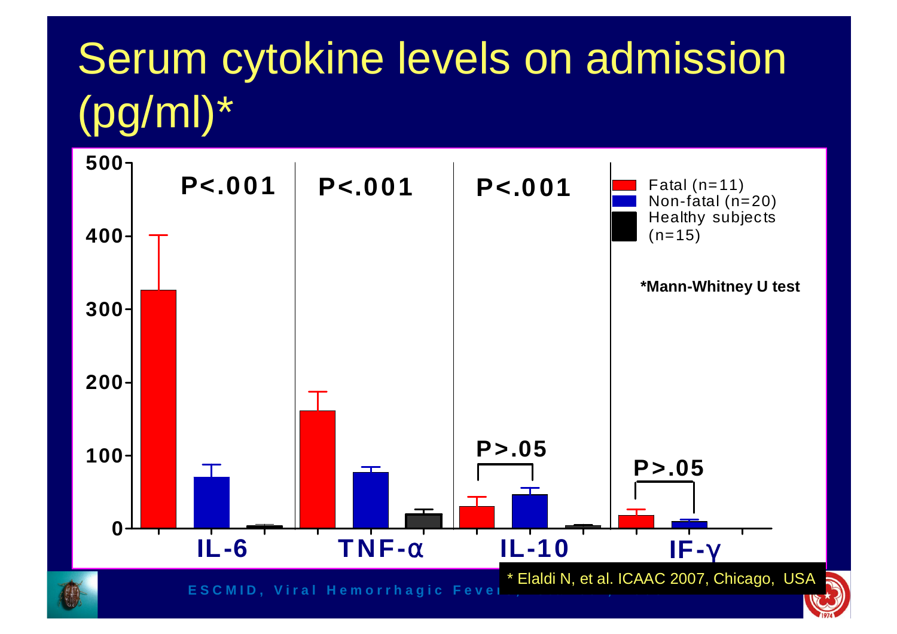# Serum cytokine levels on admission (pg/ml)*

500

400

300

200

100

0

P<.001 P<.001 P<.001

P>.05 P>.05

IL-6 TNF-α IL-10 IF-γ

Fatal (n=11)
Non-fatal (n=20)
Healthy subjects (n=15)

**\*Mann-Whitney U test**

\* Elaldi N, et al. ICAAC 2007, Chicago, USA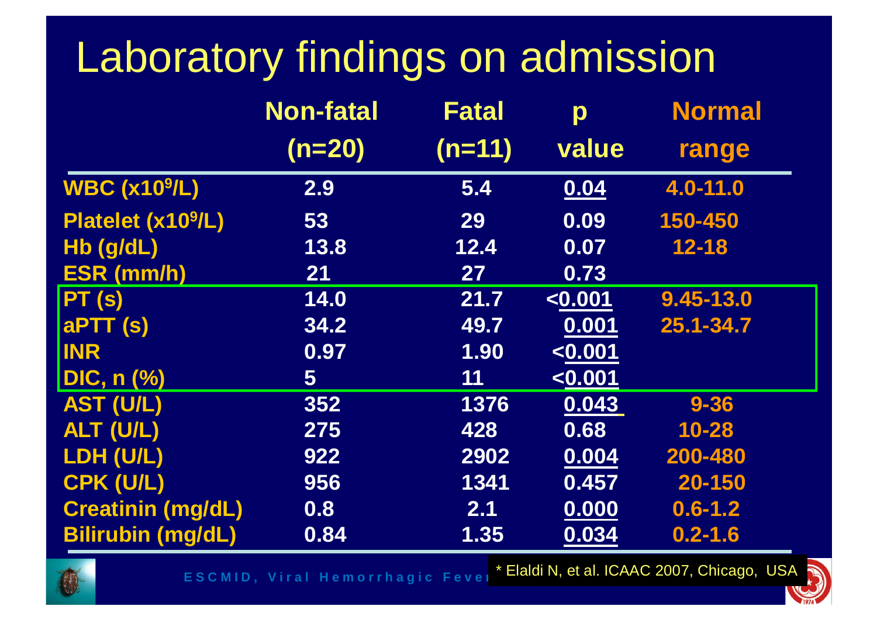# Laboratory findings on admission

| | Non-fatal (n=20) | Fatal (n=11) | p value | Normal range |
|---|---|---|---|---|
| WBC ($x10^9$/L) | 2.9 | 5.4 | 0.04 | 4.0-11.0 |
| Platelet ($x10^9$/L) | 53 | 29 | 0.09 | 150-450 |
| Hb (g/dL) | 13.8 | 12.4 | 0.07 | 12-18 |
| ESR (mm/h) | 21 | 27 | 0.73 | |
| PT (s) | 14.0 | 21.7 | <0.001 | 9.45-13.0 |
| aPTT (s) | 34.2 | 49.7 | 0.001 | 25.1-34.7 |
| INR | 0.97 | 1.90 | <0.001 | |
| DIC, n (%) | 5 | 11 | <0.001 | |
| AST (U/L) | 352 | 1376 | 0.043 | 9-36 |
| ALT (U/L) | 275 | 428 | 0.68 | 10-28 |
| LDH (U/L) | 922 | 2902 | 0.004 | 200-480 |
| CPK (U/L) | 956 | 1341 | 0.457 | 20-150 |
| Creatinin (mg/dL) | 0.8 | 2.1 | 0.000 | 0.6-1.2 |
| Bilirubin (mg/dL) | 0.84 | 1.35 | 0.034 | 0.2-1.6 |

\* Elaldi N, et al. ICAAC 2007, Chicago, USA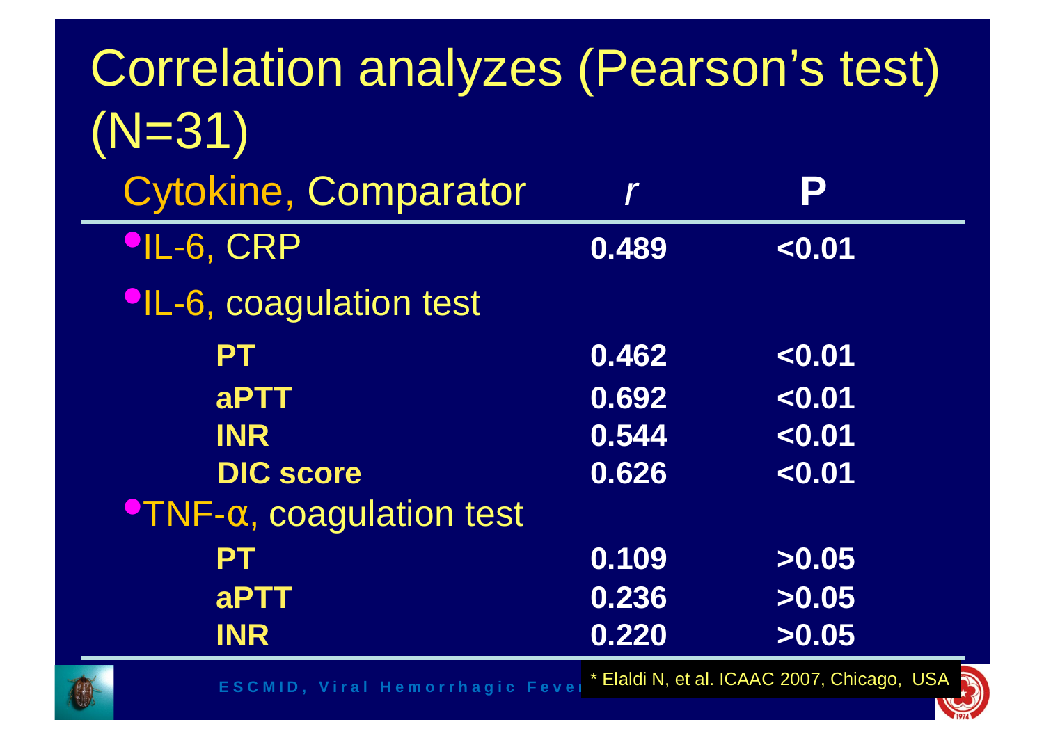# Correlation analyzes (Pearson's test) (N=31)

| Cytokine, Comparator | *r* | P |
|---|---|---|
| • IL-6, CRP | **0.489** | **<0.01** |
| • IL-6, coagulation test | | |
| **PT** | **0.462** | **<0.01** |
| **aPTT** | **0.692** | **<0.01** |
| **INR** | **0.544** | **<0.01** |
| **DIC score** | **0.626** | **<0.01** |
| • TNF-α, coagulation test | | |
| **PT** | **0.109** | **>0.05** |
| **aPTT** | **0.236** | **>0.05** |
| **INR** | **0.220** | **>0.05** |

* Elaldi N, et al. ICAAC 2007, Chicago, USA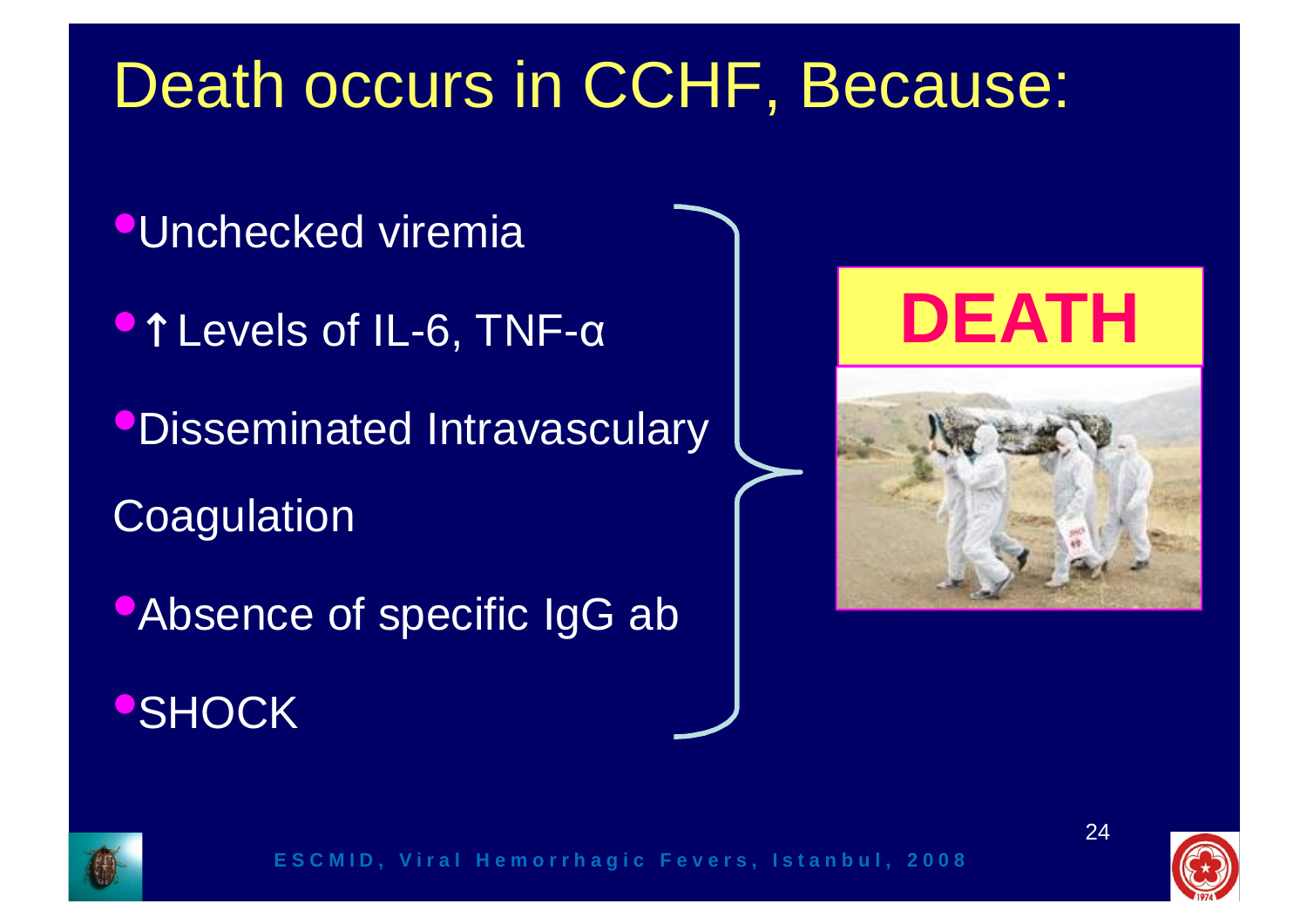# Death occurs in CCHF, Because:

- Unchecked viremia
- ↑ Levels of IL-6, TNF-α
- Disseminated Intravasculary Coagulation
- Absence of specific IgG ab
- SHOCK

**DEATH**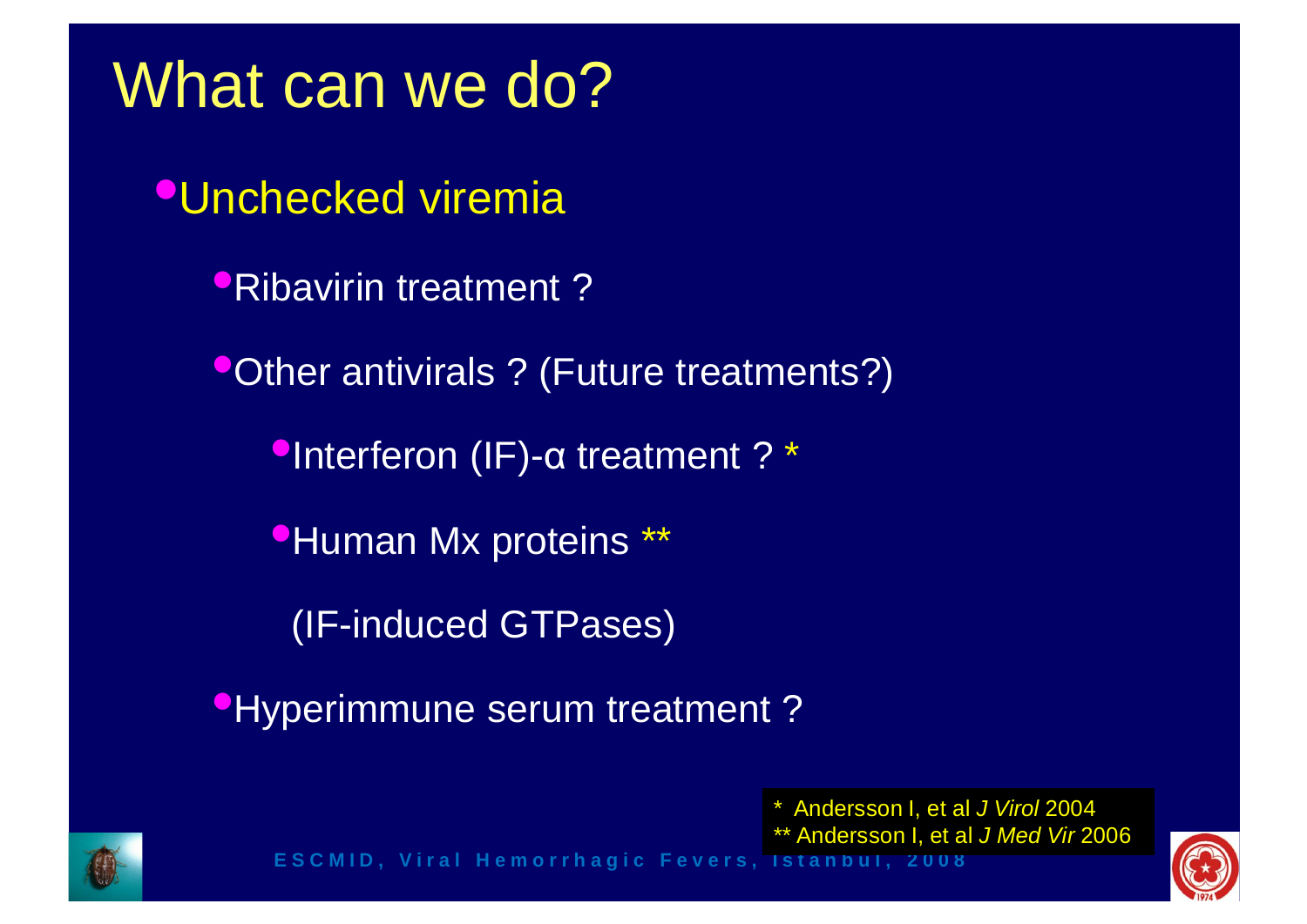# What can we do?

- Unchecked viremia
  - Ribavirin treatment ?
  - Other antivirals ? (Future treatments?)
    - Interferon (IF)-α treatment ? *
    - Human Mx proteins **

      (IF-induced GTPases)
  - Hyperimmune serum treatment ?

\* Andersson I, et al *J Virol* 2004
\** Andersson I, et al *J Med Vir* 2006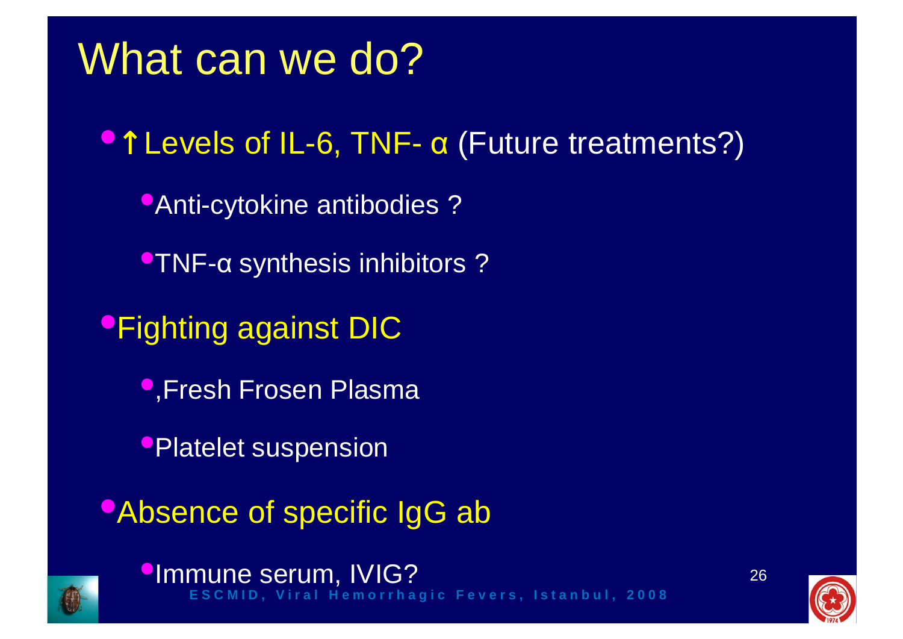# What can we do?

- ↑ Levels of IL-6, TNF- α (Future treatments?)
  - Anti-cytokine antibodies ?
  - TNF-α synthesis inhibitors ?
- Fighting against DIC
  - ,Fresh Frosen Plasma
  - Platelet suspension
- Absence of specific IgG ab
  - Immune serum, IVIG?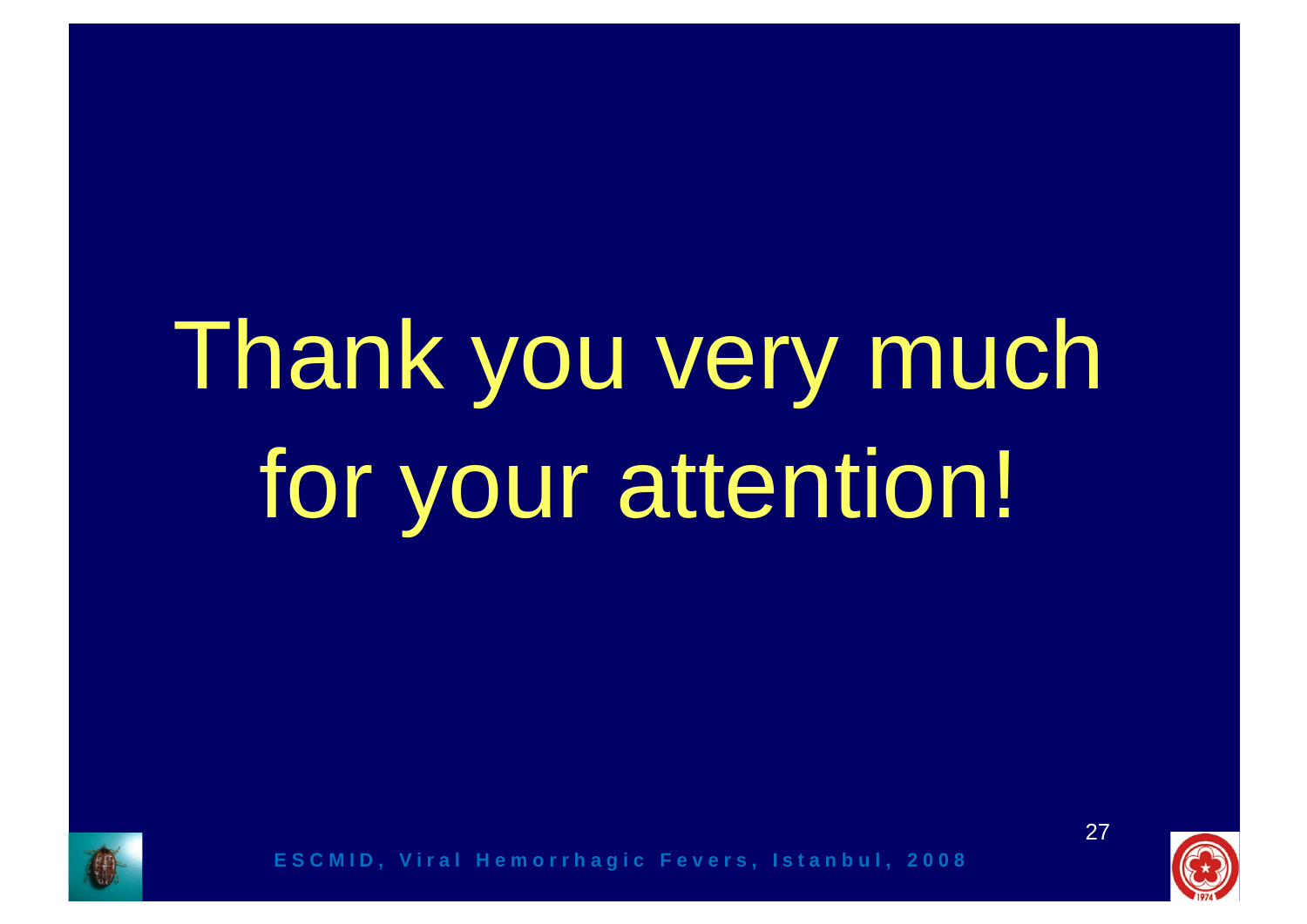# Thank you very much for your attention!